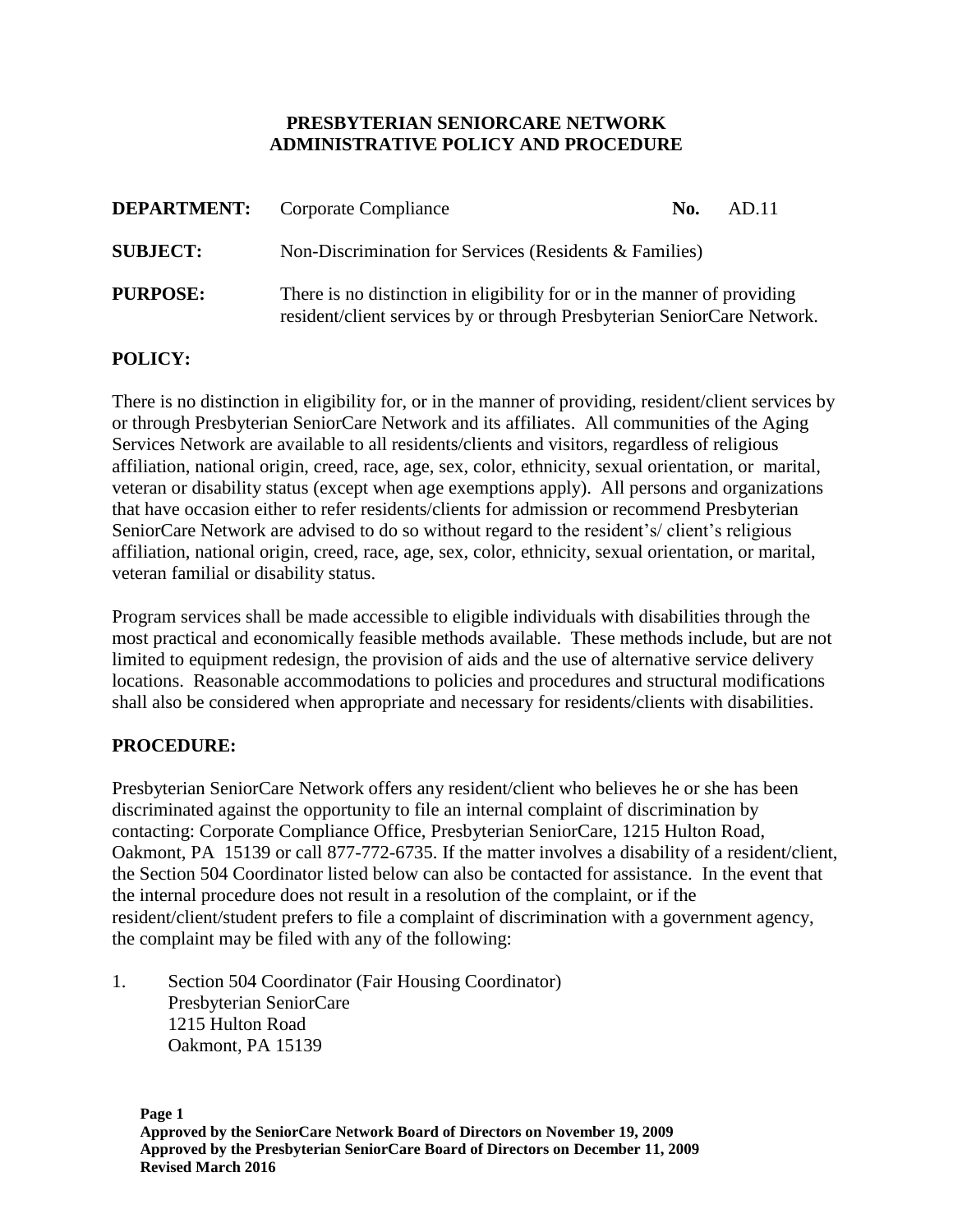**PRESBYTERIAN SENIORCARE NETWORK**
**ADMINISTRATIVE POLICY AND PROCEDURE**

| | | | |
|---|---|---|---|
| **DEPARTMENT:** | Corporate Compliance | **No.** | AD.11 |
| **SUBJECT:** | Non-Discrimination for Services (Residents & Families) | | |
| **PURPOSE:** | There is no distinction in eligibility for or in the manner of providing resident/client services by or through Presbyterian SeniorCare Network. | | |

## POLICY:

There is no distinction in eligibility for, or in the manner of providing, resident/client services by or through Presbyterian SeniorCare Network and its affiliates. All communities of the Aging Services Network are available to all residents/clients and visitors, regardless of religious affiliation, national origin, creed, race, age, sex, color, ethnicity, sexual orientation, or marital, veteran or disability status (except when age exemptions apply). All persons and organizations that have occasion either to refer residents/clients for admission or recommend Presbyterian SeniorCare Network are advised to do so without regard to the resident's/ client's religious affiliation, national origin, creed, race, age, sex, color, ethnicity, sexual orientation, or marital, veteran familial or disability status.

Program services shall be made accessible to eligible individuals with disabilities through the most practical and economically feasible methods available. These methods include, but are not limited to equipment redesign, the provision of aids and the use of alternative service delivery locations. Reasonable accommodations to policies and procedures and structural modifications shall also be considered when appropriate and necessary for residents/clients with disabilities.

## PROCEDURE:

Presbyterian SeniorCare Network offers any resident/client who believes he or she has been discriminated against the opportunity to file an internal complaint of discrimination by contacting: Corporate Compliance Office, Presbyterian SeniorCare, 1215 Hulton Road, Oakmont, PA 15139 or call 877-772-6735. If the matter involves a disability of a resident/client, the Section 504 Coordinator listed below can also be contacted for assistance. In the event that the internal procedure does not result in a resolution of the complaint, or if the resident/client/student prefers to file a complaint of discrimination with a government agency, the complaint may be filed with any of the following:

1. Section 504 Coordinator (Fair Housing Coordinator)
   Presbyterian SeniorCare
   1215 Hulton Road
   Oakmont, PA 15139

**Approved by the SeniorCare Network Board of Directors on November 19, 2009**
**Approved by the Presbyterian SeniorCare Board of Directors on December 11, 2009**
**Revised March 2016**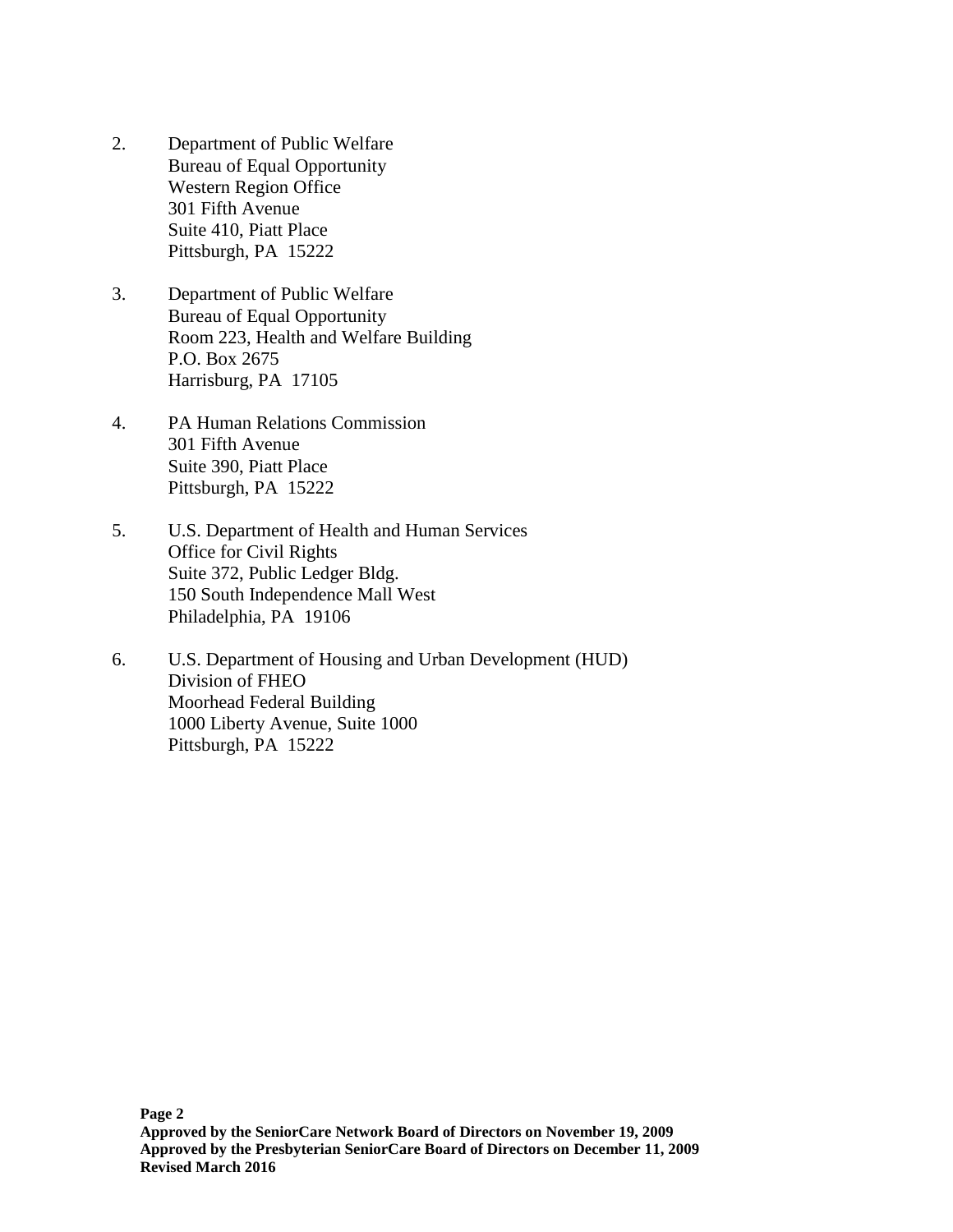2. Department of Public Welfare  
   Bureau of Equal Opportunity  
   Western Region Office  
   301 Fifth Avenue  
   Suite 410, Piatt Place  
   Pittsburgh, PA 15222

3. Department of Public Welfare  
   Bureau of Equal Opportunity  
   Room 223, Health and Welfare Building  
   P.O. Box 2675  
   Harrisburg, PA 17105

4. PA Human Relations Commission  
   301 Fifth Avenue  
   Suite 390, Piatt Place  
   Pittsburgh, PA 15222

5. U.S. Department of Health and Human Services  
   Office for Civil Rights  
   Suite 372, Public Ledger Bldg.  
   150 South Independence Mall West  
   Philadelphia, PA 19106

6. U.S. Department of Housing and Urban Development (HUD)  
   Division of FHEO  
   Moorhead Federal Building  
   1000 Liberty Avenue, Suite 1000  
   Pittsburgh, PA 15222